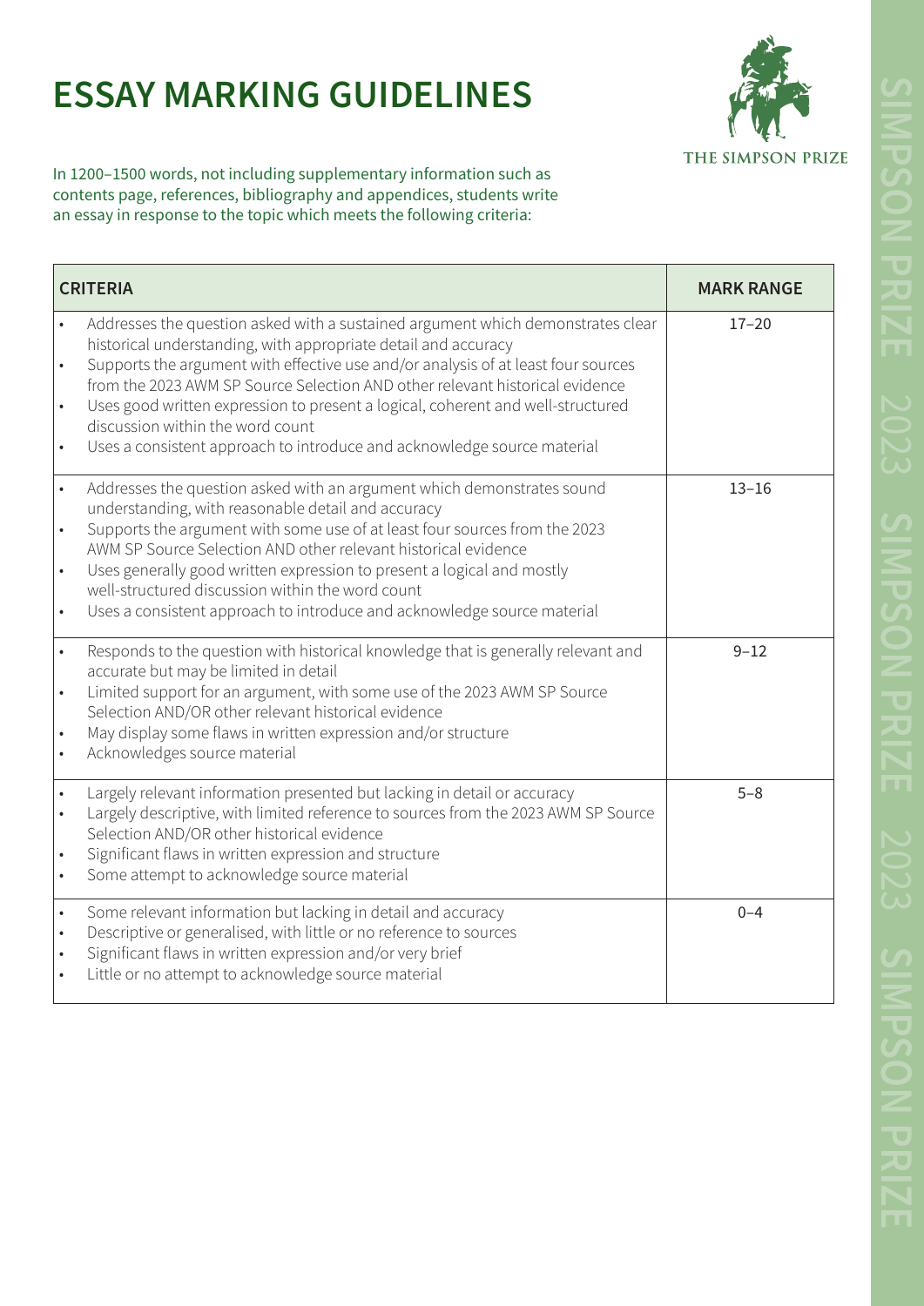# ESSAY MARKING GUIDELINES

THE SIMPSON PRIZE

In 1200–1500 words, not including supplementary information such as contents page, references, bibliography and appendices, students write an essay in response to the topic which meets the following criteria:

| CRITERIA | MARK RANGE |
|---|---|
| • Addresses the question asked with a sustained argument which demonstrates clear historical understanding, with appropriate detail and accuracy<br>• Supports the argument with effective use and/or analysis of at least four sources from the 2023 AWM SP Source Selection AND other relevant historical evidence<br>• Uses good written expression to present a logical, coherent and well-structured discussion within the word count<br>• Uses a consistent approach to introduce and acknowledge source material | 17–20 |
| • Addresses the question asked with an argument which demonstrates sound understanding, with reasonable detail and accuracy<br>• Supports the argument with some use of at least four sources from the 2023 AWM SP Source Selection AND other relevant historical evidence<br>• Uses generally good written expression to present a logical and mostly well-structured discussion within the word count<br>• Uses a consistent approach to introduce and acknowledge source material | 13–16 |
| • Responds to the question with historical knowledge that is generally relevant and accurate but may be limited in detail<br>• Limited support for an argument, with some use of the 2023 AWM SP Source Selection AND/OR other relevant historical evidence<br>• May display some flaws in written expression and/or structure<br>• Acknowledges source material | 9–12 |
| • Largely relevant information presented but lacking in detail or accuracy<br>• Largely descriptive, with limited reference to sources from the 2023 AWM SP Source Selection AND/OR other relevant historical evidence<br>• Significant flaws in written expression and structure<br>• Some attempt to acknowledge source material | 5–8 |
| • Some relevant information but lacking in detail and accuracy<br>• Descriptive or generalised, with little or no reference to sources<br>• Significant flaws in written expression and/or very brief<br>• Little or no attempt to acknowledge source material | 0–4 |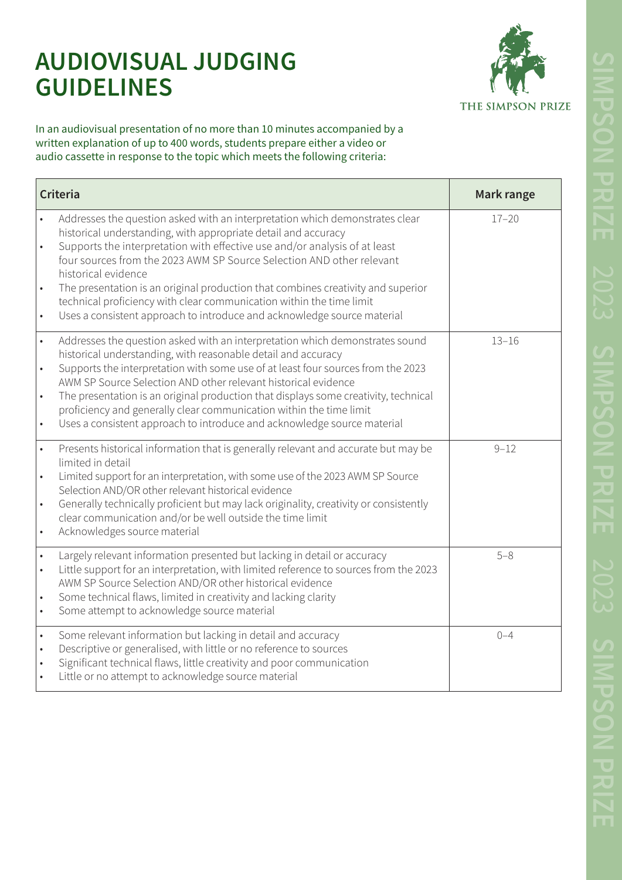# AUDIOVISUAL JUDGING GUIDELINES

THE SIMPSON PRIZE

In an audiovisual presentation of no more than 10 minutes accompanied by a written explanation of up to 400 words, students prepare either a video or audio cassette in response to the topic which meets the following criteria:

| Criteria | Mark range |
|---|---|
| • Addresses the question asked with an interpretation which demonstrates clear historical understanding, with appropriate detail and accuracy<br>• Supports the interpretation with effective use and/or analysis of at least four sources from the 2023 AWM SP Source Selection AND other relevant historical evidence<br>• The presentation is an original production that combines creativity and superior technical proficiency with clear communication within the time limit<br>• Uses a consistent approach to introduce and acknowledge source material | 17–20 |
| • Addresses the question asked with an interpretation which demonstrates sound historical understanding, with reasonable detail and accuracy<br>• Supports the interpretation with some use of at least four sources from the 2023 AWM SP Source Selection AND other relevant historical evidence<br>• The presentation is an original production that displays some creativity, technical proficiency and generally clear communication within the time limit<br>• Uses a consistent approach to introduce and acknowledge source material | 13–16 |
| • Presents historical information that is generally relevant and accurate but may be limited in detail<br>• Limited support for an interpretation, with some use of the 2023 AWM SP Source Selection AND/OR other relevant historical evidence<br>• Generally technically proficient but may lack originality, creativity or consistently clear communication and/or be well outside the time limit<br>• Acknowledges source material | 9–12 |
| • Largely relevant information presented but lacking in detail or accuracy<br>• Little support for an interpretation, with limited reference to sources from the 2023 AWM SP Source Selection AND/OR other historical evidence<br>• Some technical flaws, limited in creativity and lacking clarity<br>• Some attempt to acknowledge source material | 5–8 |
| • Some relevant information but lacking in detail and accuracy<br>• Descriptive or generalised, with little or no reference to sources<br>• Significant technical flaws, little creativity and poor communication<br>• Little or no attempt to acknowledge source material | 0–4 |